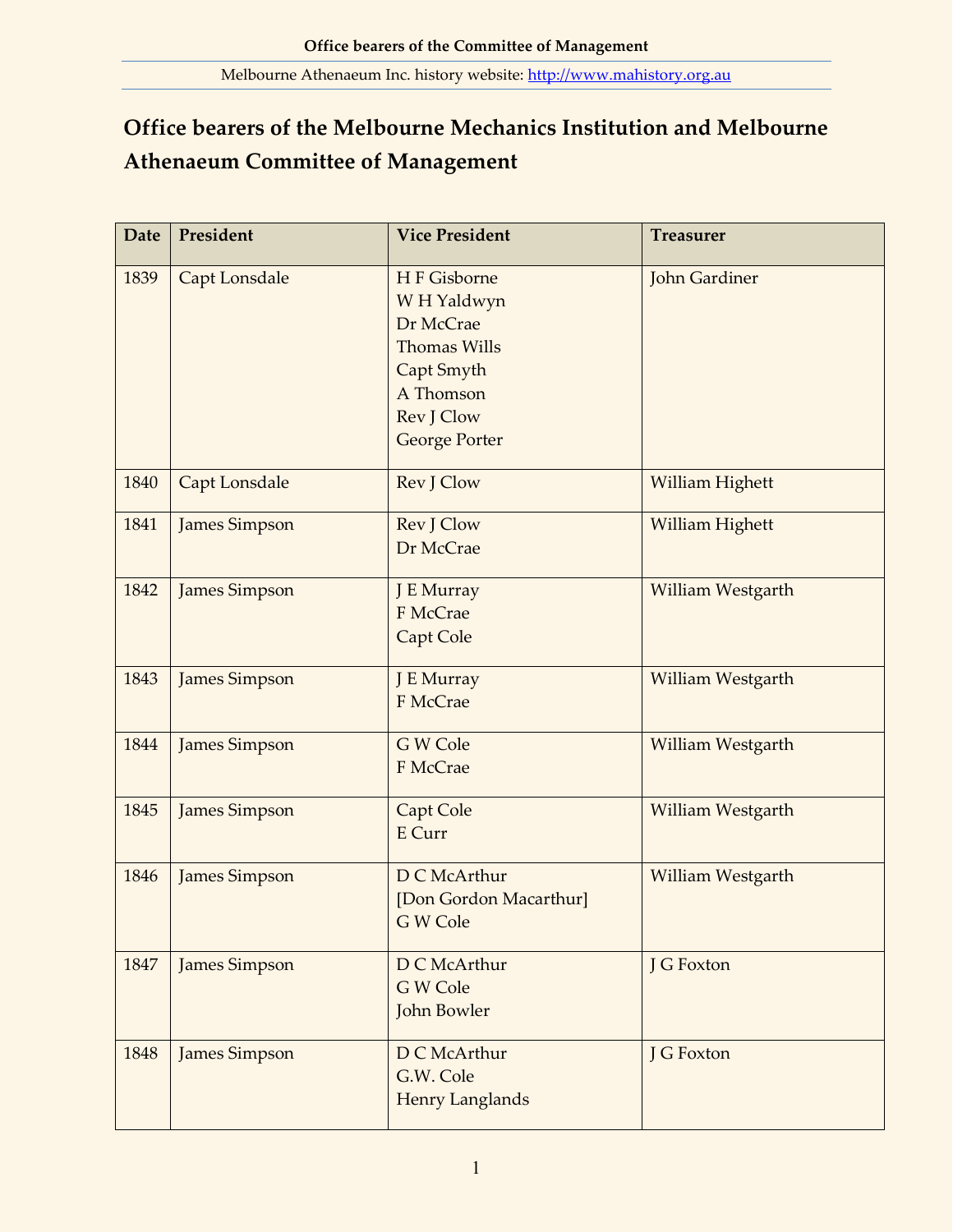# Office bearers of the Melbourne Mechanics Institution and Melbourne Athenaeum Committee of Management

| Date | President | Vice President | Treasurer |
|---|---|---|---|
| 1839 | Capt Lonsdale | H F Gisborne<br>W H Yaldwyn<br>Dr McCrae<br>Thomas Wills<br>Capt Smyth<br>A Thomson<br>Rev J Clow<br>George Porter | John Gardiner |
| 1840 | Capt Lonsdale | Rev J Clow | William Highett |
| 1841 | James Simpson | Rev J Clow<br>Dr McCrae | William Highett |
| 1842 | James Simpson | J E Murray<br>F McCrae<br>Capt Cole | William Westgarth |
| 1843 | James Simpson | J E Murray<br>F McCrae | William Westgarth |
| 1844 | James Simpson | G W Cole<br>F McCrae | William Westgarth |
| 1845 | James Simpson | Capt Cole<br>E Curr | William Westgarth |
| 1846 | James Simpson | D C McArthur<br>[Don Gordon Macarthur]<br>G W Cole | William Westgarth |
| 1847 | James Simpson | D C McArthur<br>G W Cole<br>John Bowler | J G Foxton |
| 1848 | James Simpson | D C McArthur<br>G.W. Cole<br>Henry Langlands | J G Foxton |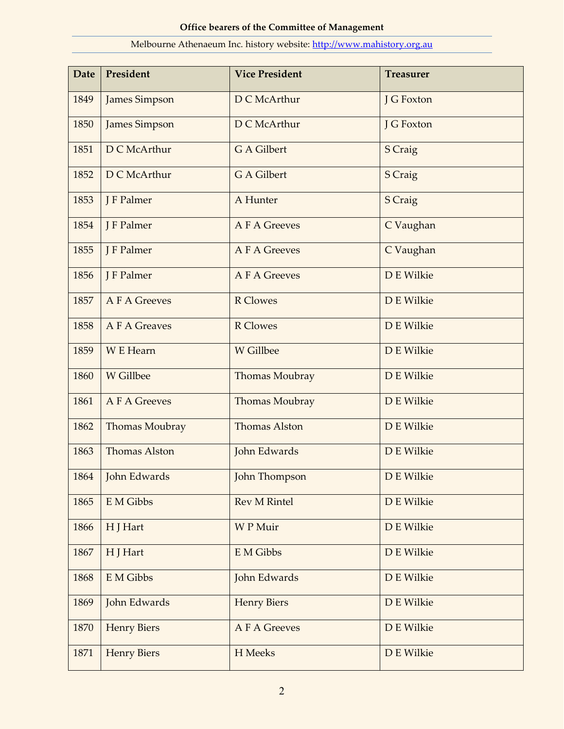**Office bearers of the Committee of Management**

Melbourne Athenaeum Inc. history website: http://www.mahistory.org.au

| Date | President | Vice President | Treasurer |
|---|---|---|---|
| 1849 | James Simpson | D C McArthur | J G Foxton |
| 1850 | James Simpson | D C McArthur | J G Foxton |
| 1851 | D C McArthur | G A Gilbert | S Craig |
| 1852 | D C McArthur | G A Gilbert | S Craig |
| 1853 | J F Palmer | A Hunter | S Craig |
| 1854 | J F Palmer | A F A Greeves | C Vaughan |
| 1855 | J F Palmer | A F A Greeves | C Vaughan |
| 1856 | J F Palmer | A F A Greeves | D E Wilkie |
| 1857 | A F A Greeves | R Clowes | D E Wilkie |
| 1858 | A F A Greaves | R Clowes | D E Wilkie |
| 1859 | W E Hearn | W Gillbee | D E Wilkie |
| 1860 | W Gillbee | Thomas Moubray | D E Wilkie |
| 1861 | A F A Greeves | Thomas Moubray | D E Wilkie |
| 1862 | Thomas Moubray | Thomas Alston | D E Wilkie |
| 1863 | Thomas Alston | John Edwards | D E Wilkie |
| 1864 | John Edwards | John Thompson | D E Wilkie |
| 1865 | E M Gibbs | Rev M Rintel | D E Wilkie |
| 1866 | H J Hart | W P Muir | D E Wilkie |
| 1867 | H J Hart | E M Gibbs | D E Wilkie |
| 1868 | E M Gibbs | John Edwards | D E Wilkie |
| 1869 | John Edwards | Henry Biers | D E Wilkie |
| 1870 | Henry Biers | A F A Greeves | D E Wilkie |
| 1871 | Henry Biers | H Meeks | D E Wilkie |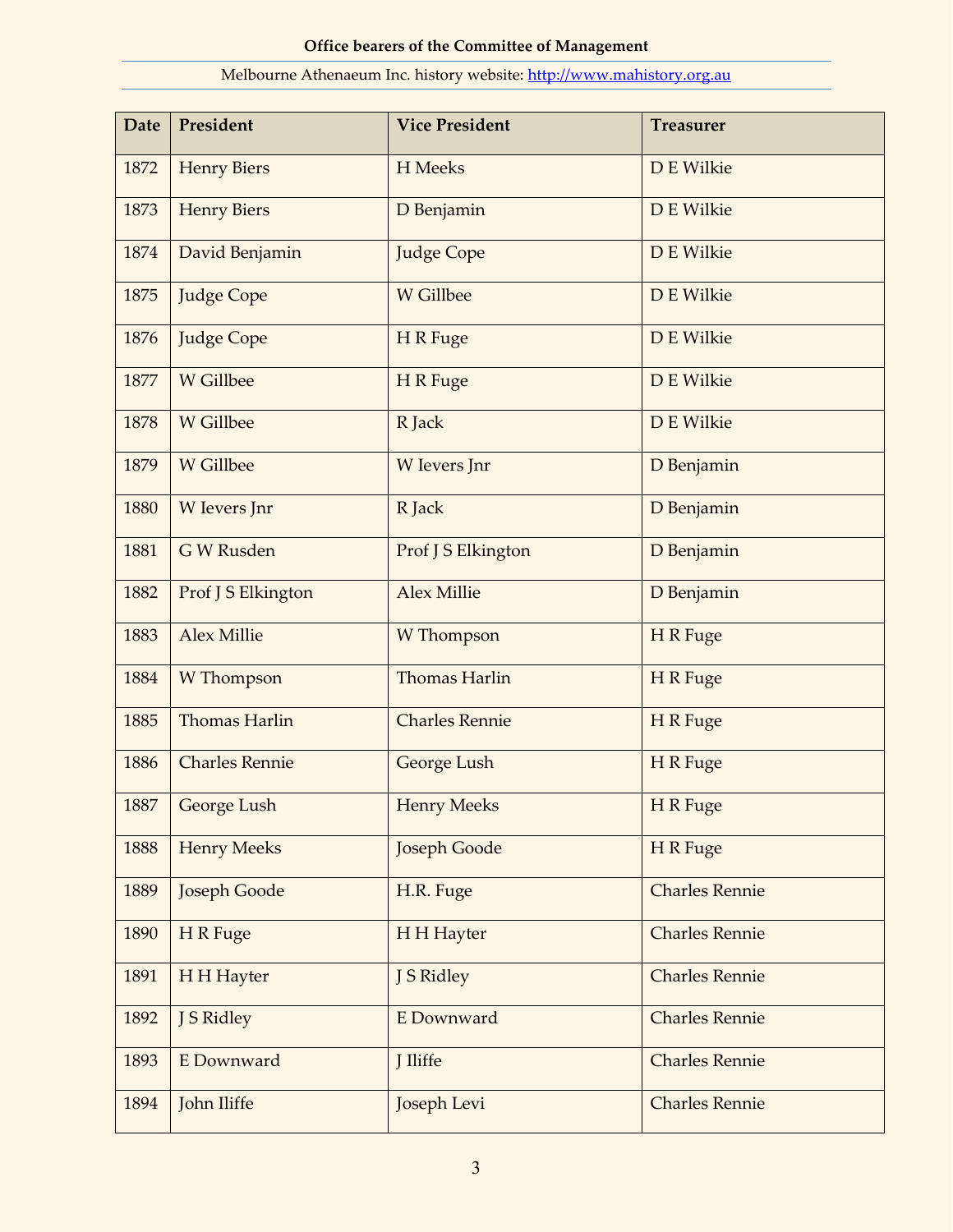**Office bearers of the Committee of Management**

Melbourne Athenaeum Inc. history website: http://www.mahistory.org.au

| Date | President | Vice President | Treasurer |
|---|---|---|---|
| 1872 | Henry Biers | H Meeks | D E Wilkie |
| 1873 | Henry Biers | D Benjamin | D E Wilkie |
| 1874 | David Benjamin | Judge Cope | D E Wilkie |
| 1875 | Judge Cope | W Gillbee | D E Wilkie |
| 1876 | Judge Cope | H R Fuge | D E Wilkie |
| 1877 | W Gillbee | H R Fuge | D E Wilkie |
| 1878 | W Gillbee | R Jack | D E Wilkie |
| 1879 | W Gillbee | W Ievers Jnr | D Benjamin |
| 1880 | W Ievers Jnr | R Jack | D Benjamin |
| 1881 | G W Rusden | Prof J S Elkington | D Benjamin |
| 1882 | Prof J S Elkington | Alex Millie | D Benjamin |
| 1883 | Alex Millie | W Thompson | H R Fuge |
| 1884 | W Thompson | Thomas Harlin | H R Fuge |
| 1885 | Thomas Harlin | Charles Rennie | H R Fuge |
| 1886 | Charles Rennie | George Lush | H R Fuge |
| 1887 | George Lush | Henry Meeks | H R Fuge |
| 1888 | Henry Meeks | Joseph Goode | H R Fuge |
| 1889 | Joseph Goode | H.R. Fuge | Charles Rennie |
| 1890 | H R Fuge | H H Hayter | Charles Rennie |
| 1891 | H H Hayter | J S Ridley | Charles Rennie |
| 1892 | J S Ridley | E Downward | Charles Rennie |
| 1893 | E Downward | J Iliffe | Charles Rennie |
| 1894 | John Iliffe | Joseph Levi | Charles Rennie |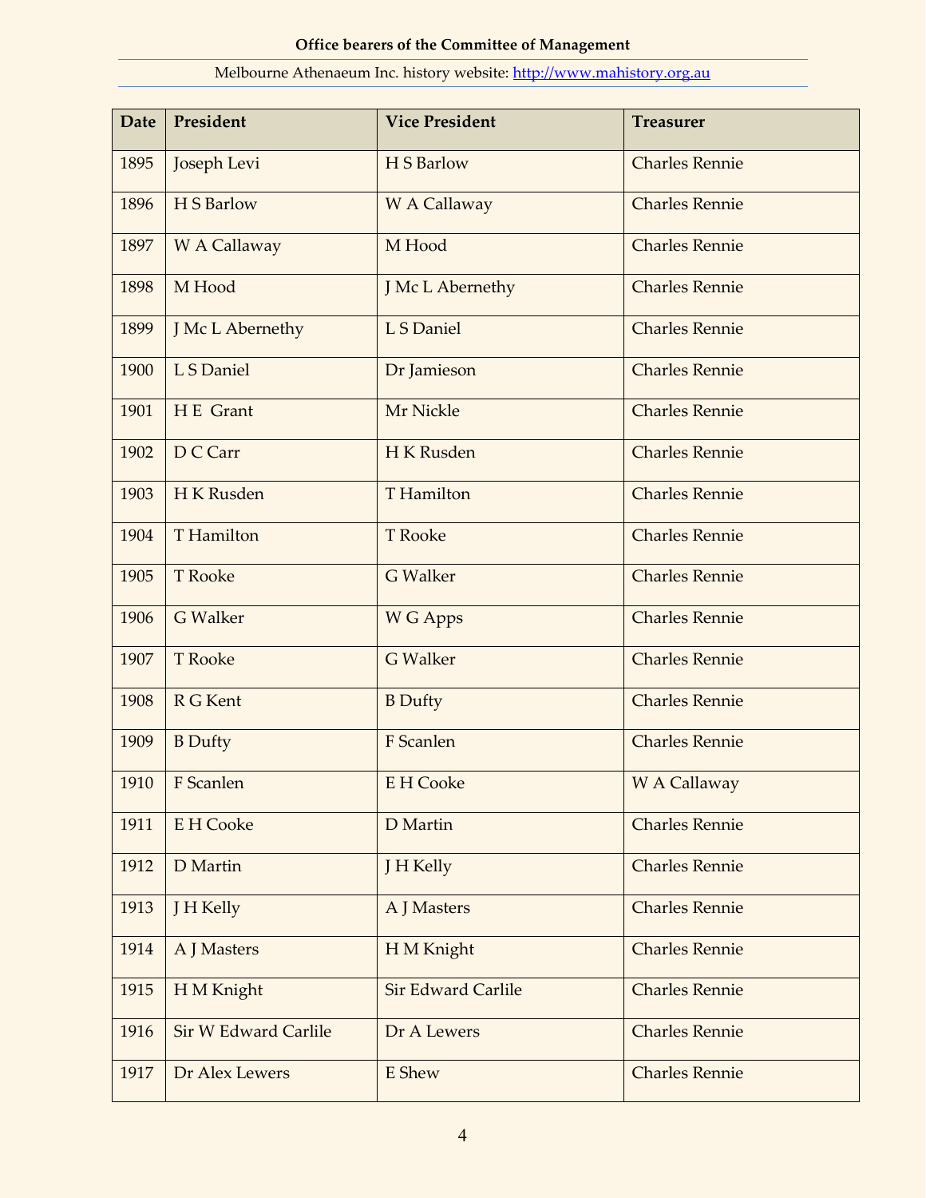**Office bearers of the Committee of Management**

Melbourne Athenaeum Inc. history website: http://www.mahistory.org.au

| Date | President | Vice President | Treasurer |
|---|---|---|---|
| 1895 | Joseph Levi | H S Barlow | Charles Rennie |
| 1896 | H S Barlow | W A Callaway | Charles Rennie |
| 1897 | W A Callaway | M Hood | Charles Rennie |
| 1898 | M Hood | J Mc L Abernethy | Charles Rennie |
| 1899 | J Mc L Abernethy | L S Daniel | Charles Rennie |
| 1900 | L S Daniel | Dr Jamieson | Charles Rennie |
| 1901 | H E Grant | Mr Nickle | Charles Rennie |
| 1902 | D C Carr | H K Rusden | Charles Rennie |
| 1903 | H K Rusden | T Hamilton | Charles Rennie |
| 1904 | T Hamilton | T Rooke | Charles Rennie |
| 1905 | T Rooke | G Walker | Charles Rennie |
| 1906 | G Walker | W G Apps | Charles Rennie |
| 1907 | T Rooke | G Walker | Charles Rennie |
| 1908 | R G Kent | B Dufty | Charles Rennie |
| 1909 | B Dufty | F Scanlen | Charles Rennie |
| 1910 | F Scanlen | E H Cooke | W A Callaway |
| 1911 | E H Cooke | D Martin | Charles Rennie |
| 1912 | D Martin | J H Kelly | Charles Rennie |
| 1913 | J H Kelly | A J Masters | Charles Rennie |
| 1914 | A J Masters | H M Knight | Charles Rennie |
| 1915 | H M Knight | Sir Edward Carlile | Charles Rennie |
| 1916 | Sir W Edward Carlile | Dr A Lewers | Charles Rennie |
| 1917 | Dr Alex Lewers | E Shew | Charles Rennie |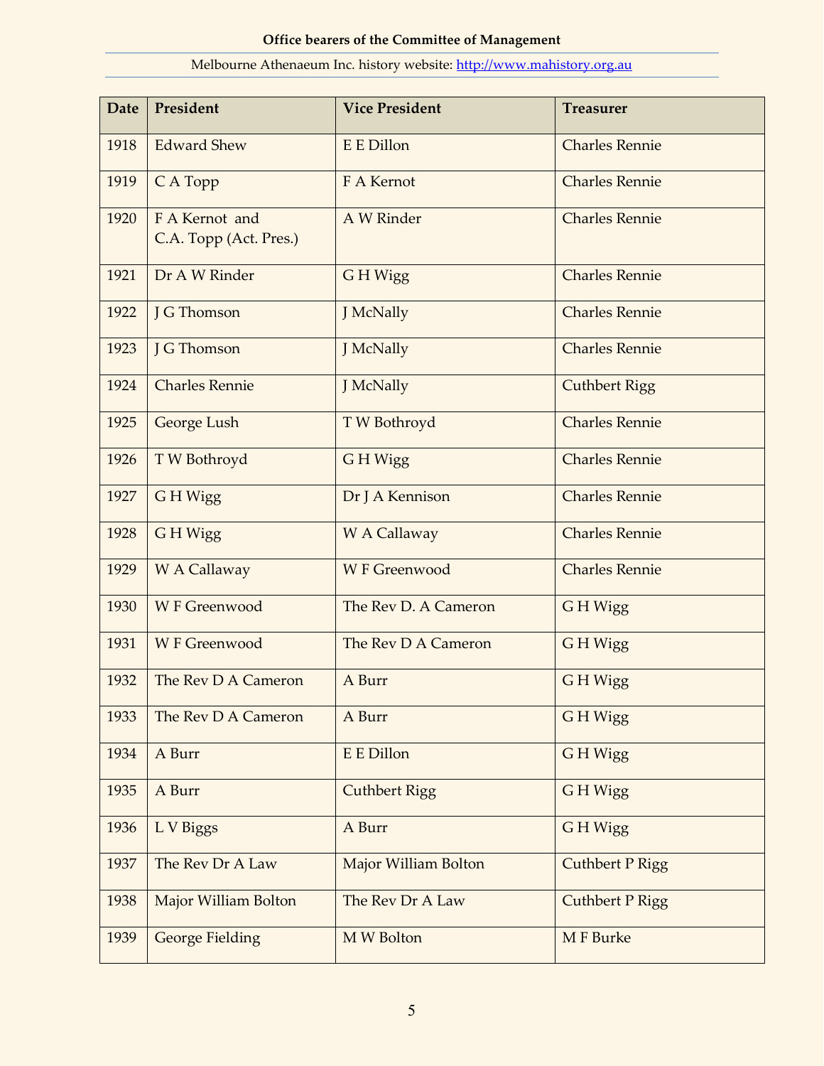**Office bearers of the Committee of Management**

Melbourne Athenaeum Inc. history website: http://www.mahistory.org.au

| Date | President | Vice President | Treasurer |
|---|---|---|---|
| 1918 | Edward Shew | E E Dillon | Charles Rennie |
| 1919 | C A Topp | F A Kernot | Charles Rennie |
| 1920 | F A Kernot and C.A. Topp (Act. Pres.) | A W Rinder | Charles Rennie |
| 1921 | Dr A W Rinder | G H Wigg | Charles Rennie |
| 1922 | J G Thomson | J McNally | Charles Rennie |
| 1923 | J G Thomson | J McNally | Charles Rennie |
| 1924 | Charles Rennie | J McNally | Cuthbert Rigg |
| 1925 | George Lush | T W Bothroyd | Charles Rennie |
| 1926 | T W Bothroyd | G H Wigg | Charles Rennie |
| 1927 | G H Wigg | Dr J A Kennison | Charles Rennie |
| 1928 | G H Wigg | W A Callaway | Charles Rennie |
| 1929 | W A Callaway | W F Greenwood | Charles Rennie |
| 1930 | W F Greenwood | The Rev D. A Cameron | G H Wigg |
| 1931 | W F Greenwood | The Rev D A Cameron | G H Wigg |
| 1932 | The Rev D A Cameron | A Burr | G H Wigg |
| 1933 | The Rev D A Cameron | A Burr | G H Wigg |
| 1934 | A Burr | E E Dillon | G H Wigg |
| 1935 | A Burr | Cuthbert Rigg | G H Wigg |
| 1936 | L V Biggs | A Burr | G H Wigg |
| 1937 | The Rev Dr A Law | Major William Bolton | Cuthbert P Rigg |
| 1938 | Major William Bolton | The Rev Dr A Law | Cuthbert P Rigg |
| 1939 | George Fielding | M W Bolton | M F Burke |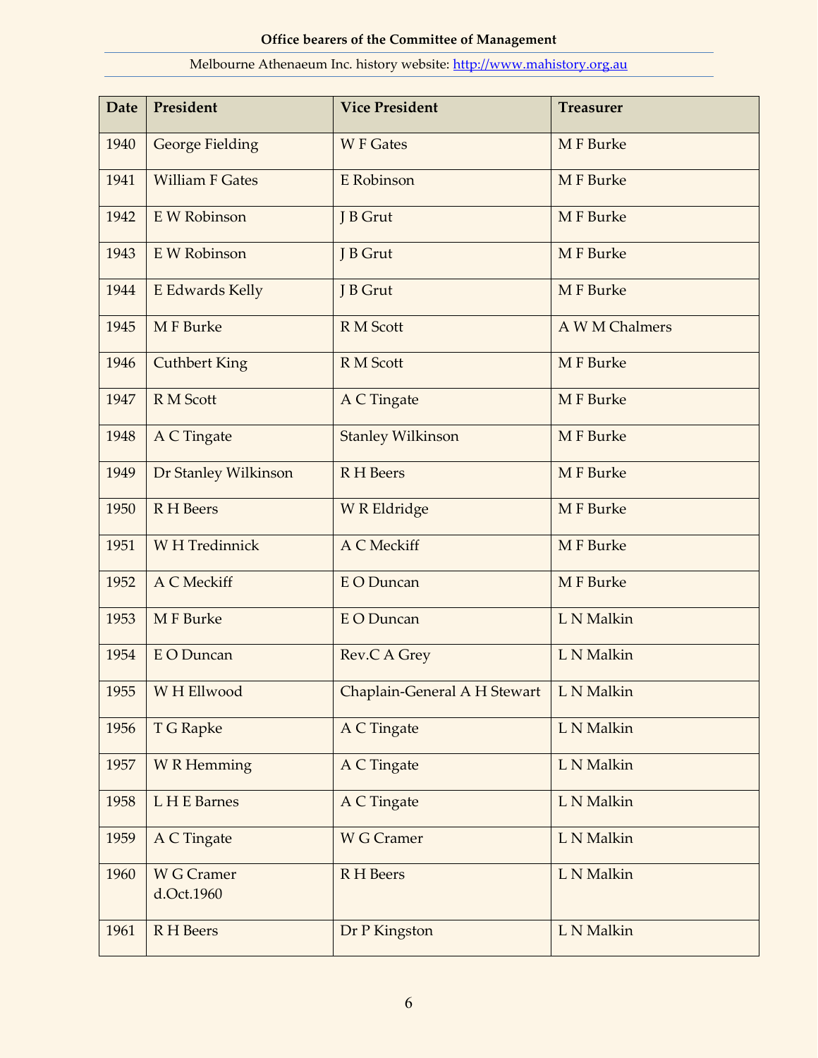**Office bearers of the Committee of Management**

Melbourne Athenaeum Inc. history website: http://www.mahistory.org.au

| Date | President | Vice President | Treasurer |
|---|---|---|---|
| 1940 | George Fielding | W F Gates | M F Burke |
| 1941 | William F Gates | E Robinson | M F Burke |
| 1942 | E W Robinson | J B Grut | M F Burke |
| 1943 | E W Robinson | J B Grut | M F Burke |
| 1944 | E Edwards Kelly | J B Grut | M F Burke |
| 1945 | M F Burke | R M Scott | A W M Chalmers |
| 1946 | Cuthbert King | R M Scott | M F Burke |
| 1947 | R M Scott | A C Tingate | M F Burke |
| 1948 | A C Tingate | Stanley Wilkinson | M F Burke |
| 1949 | Dr Stanley Wilkinson | R H Beers | M F Burke |
| 1950 | R H Beers | W R Eldridge | M F Burke |
| 1951 | W H Tredinnick | A C Meckiff | M F Burke |
| 1952 | A C Meckiff | E O Duncan | M F Burke |
| 1953 | M F Burke | E O Duncan | L N Malkin |
| 1954 | E O Duncan | Rev.C A Grey | L N Malkin |
| 1955 | W H Ellwood | Chaplain-General A H Stewart | L N Malkin |
| 1956 | T G Rapke | A C Tingate | L N Malkin |
| 1957 | W R Hemming | A C Tingate | L N Malkin |
| 1958 | L H E Barnes | A C Tingate | L N Malkin |
| 1959 | A C Tingate | W G Cramer | L N Malkin |
| 1960 | W G Cramer d.Oct.1960 | R H Beers | L N Malkin |
| 1961 | R H Beers | Dr P Kingston | L N Malkin |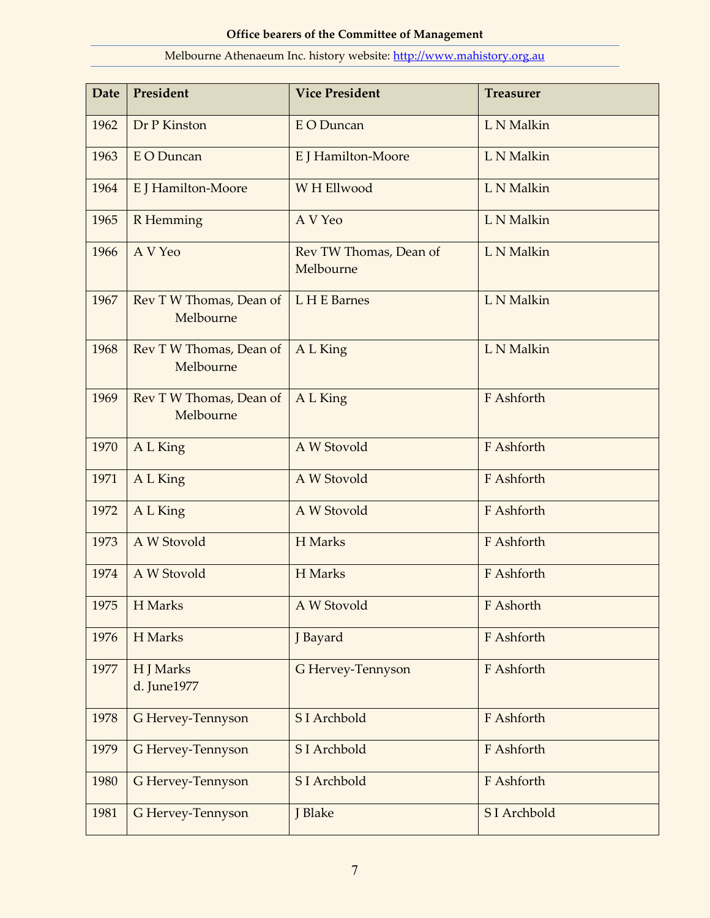**Office bearers of the Committee of Management**

Melbourne Athenaeum Inc. history website: http://www.mahistory.org.au

| Date | President | Vice President | Treasurer |
|---|---|---|---|
| 1962 | Dr P Kinston | E O Duncan | L N Malkin |
| 1963 | E O Duncan | E J Hamilton-Moore | L N Malkin |
| 1964 | E J Hamilton-Moore | W H Ellwood | L N Malkin |
| 1965 | R Hemming | A V Yeo | L N Malkin |
| 1966 | A V Yeo | Rev TW Thomas, Dean of Melbourne | L N Malkin |
| 1967 | Rev T W Thomas, Dean of Melbourne | L H E Barnes | L N Malkin |
| 1968 | Rev T W Thomas, Dean of Melbourne | A L King | L N Malkin |
| 1969 | Rev T W Thomas, Dean of Melbourne | A L King | F Ashforth |
| 1970 | A L King | A W Stovold | F Ashforth |
| 1971 | A L King | A W Stovold | F Ashforth |
| 1972 | A L King | A W Stovold | F Ashforth |
| 1973 | A W Stovold | H Marks | F Ashforth |
| 1974 | A W Stovold | H Marks | F Ashforth |
| 1975 | H Marks | A W Stovold | F Ashorth |
| 1976 | H Marks | J Bayard | F Ashforth |
| 1977 | H J Marks d. June1977 | G Hervey-Tennyson | F Ashforth |
| 1978 | G Hervey-Tennyson | S I Archbold | F Ashforth |
| 1979 | G Hervey-Tennyson | S I Archbold | F Ashforth |
| 1980 | G Hervey-Tennyson | S I Archbold | F Ashforth |
| 1981 | G Hervey-Tennyson | J Blake | S I Archbold |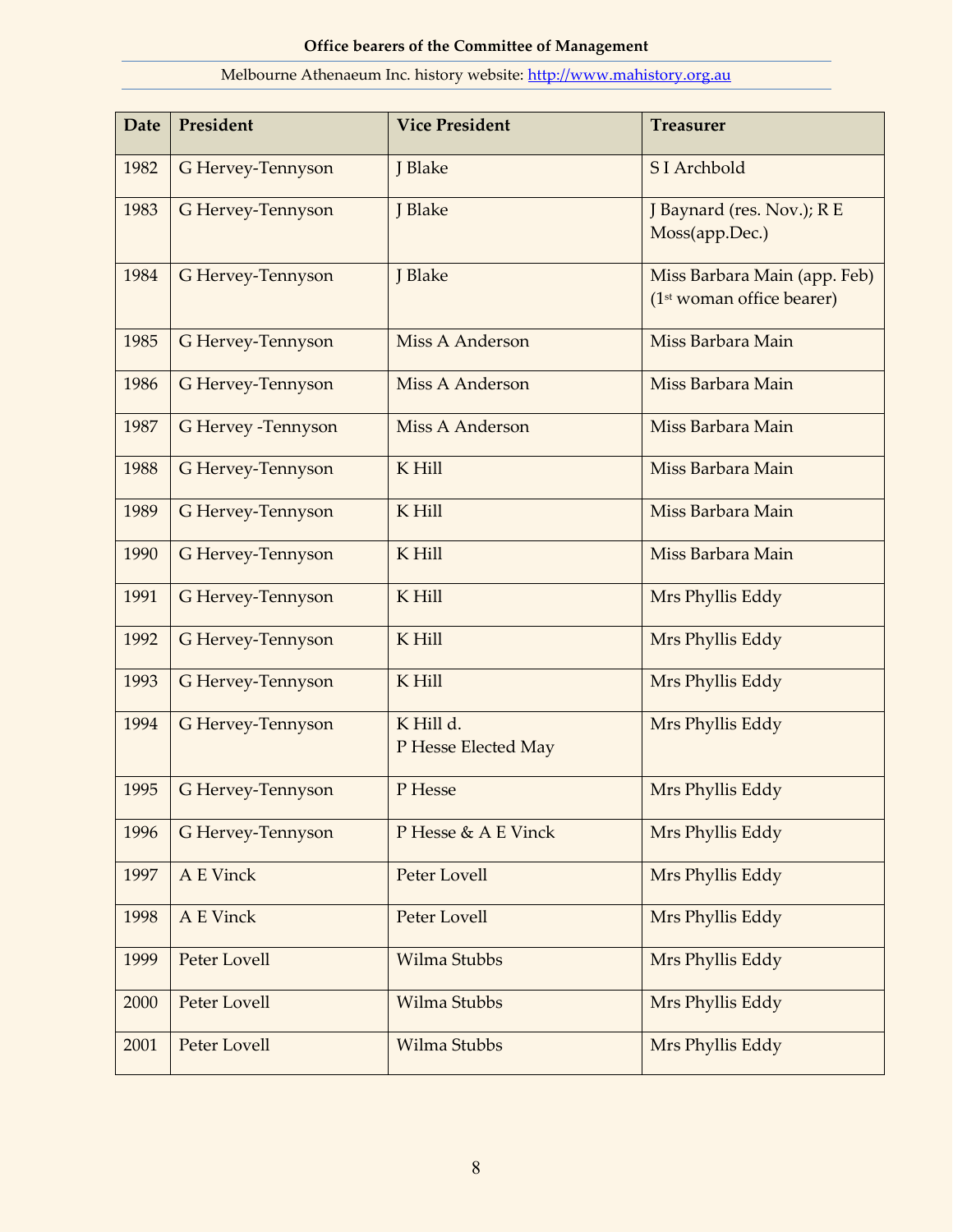**Office bearers of the Committee of Management**

Melbourne Athenaeum Inc. history website: http://www.mahistory.org.au

| Date | President | Vice President | Treasurer |
|---|---|---|---|
| 1982 | G Hervey-Tennyson | J Blake | S I Archbold |
| 1983 | G Hervey-Tennyson | J Blake | J Baynard (res. Nov.); R E Moss(app.Dec.) |
| 1984 | G Hervey-Tennyson | J Blake | Miss Barbara Main (app. Feb) (1st woman office bearer) |
| 1985 | G Hervey-Tennyson | Miss A Anderson | Miss Barbara Main |
| 1986 | G Hervey-Tennyson | Miss A Anderson | Miss Barbara Main |
| 1987 | G Hervey -Tennyson | Miss A Anderson | Miss Barbara Main |
| 1988 | G Hervey-Tennyson | K Hill | Miss Barbara Main |
| 1989 | G Hervey-Tennyson | K Hill | Miss Barbara Main |
| 1990 | G Hervey-Tennyson | K Hill | Miss Barbara Main |
| 1991 | G Hervey-Tennyson | K Hill | Mrs Phyllis Eddy |
| 1992 | G Hervey-Tennyson | K Hill | Mrs Phyllis Eddy |
| 1993 | G Hervey-Tennyson | K Hill | Mrs Phyllis Eddy |
| 1994 | G Hervey-Tennyson | K Hill d.<br>P Hesse Elected May | Mrs Phyllis Eddy |
| 1995 | G Hervey-Tennyson | P Hesse | Mrs Phyllis Eddy |
| 1996 | G Hervey-Tennyson | P Hesse & A E Vinck | Mrs Phyllis Eddy |
| 1997 | A E Vinck | Peter Lovell | Mrs Phyllis Eddy |
| 1998 | A E Vinck | Peter Lovell | Mrs Phyllis Eddy |
| 1999 | Peter Lovell | Wilma Stubbs | Mrs Phyllis Eddy |
| 2000 | Peter Lovell | Wilma Stubbs | Mrs Phyllis Eddy |
| 2001 | Peter Lovell | Wilma Stubbs | Mrs Phyllis Eddy |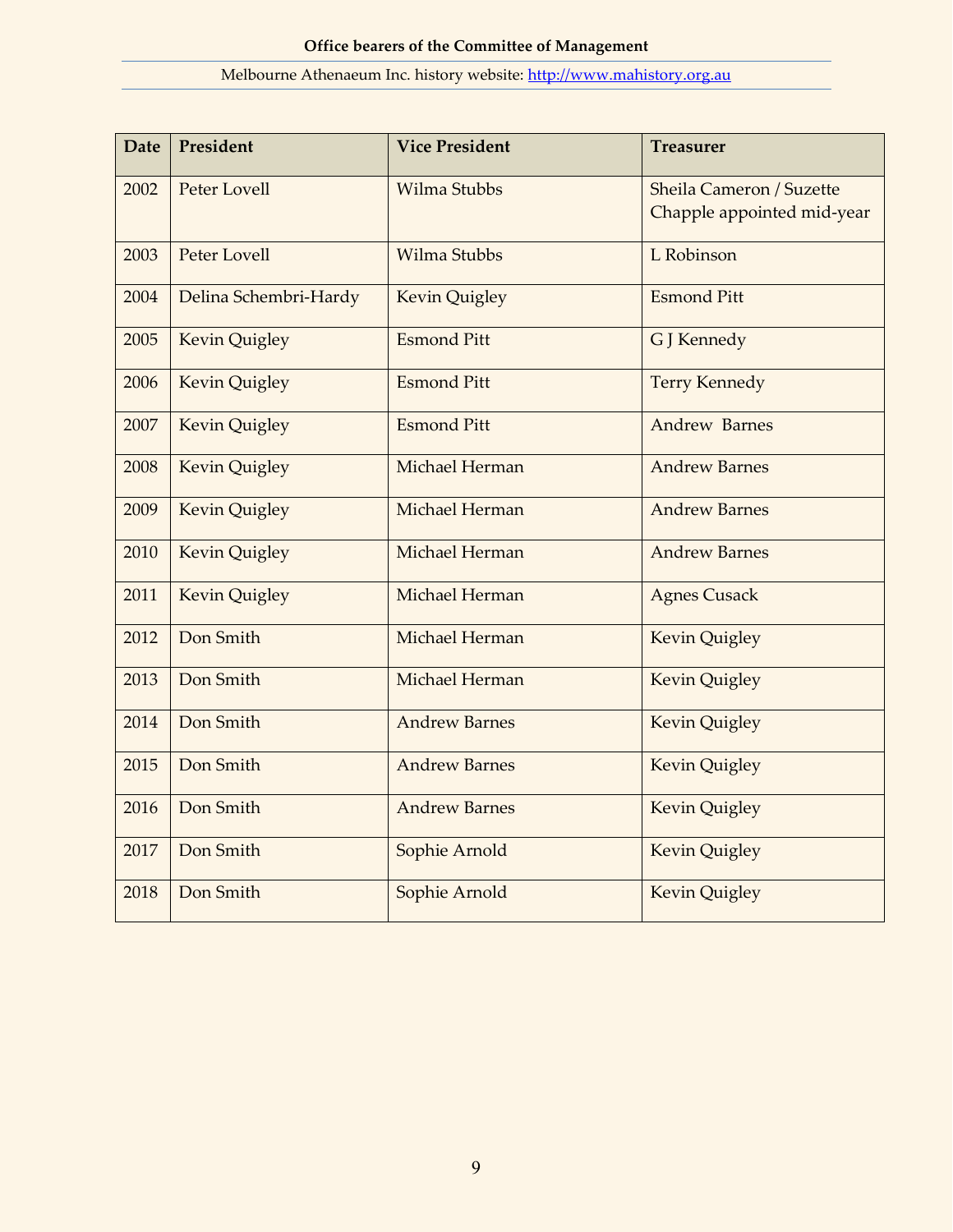| Date | President | Vice President | Treasurer |
|---|---|---|---|
| 2002 | Peter Lovell | Wilma Stubbs | Sheila Cameron / Suzette Chapple appointed mid-year |
| 2003 | Peter Lovell | Wilma Stubbs | L Robinson |
| 2004 | Delina Schembri-Hardy | Kevin Quigley | Esmond Pitt |
| 2005 | Kevin Quigley | Esmond Pitt | G J Kennedy |
| 2006 | Kevin Quigley | Esmond Pitt | Terry Kennedy |
| 2007 | Kevin Quigley | Esmond Pitt | Andrew Barnes |
| 2008 | Kevin Quigley | Michael Herman | Andrew Barnes |
| 2009 | Kevin Quigley | Michael Herman | Andrew Barnes |
| 2010 | Kevin Quigley | Michael Herman | Andrew Barnes |
| 2011 | Kevin Quigley | Michael Herman | Agnes Cusack |
| 2012 | Don Smith | Michael Herman | Kevin Quigley |
| 2013 | Don Smith | Michael Herman | Kevin Quigley |
| 2014 | Don Smith | Andrew Barnes | Kevin Quigley |
| 2015 | Don Smith | Andrew Barnes | Kevin Quigley |
| 2016 | Don Smith | Andrew Barnes | Kevin Quigley |
| 2017 | Don Smith | Sophie Arnold | Kevin Quigley |
| 2018 | Don Smith | Sophie Arnold | Kevin Quigley |